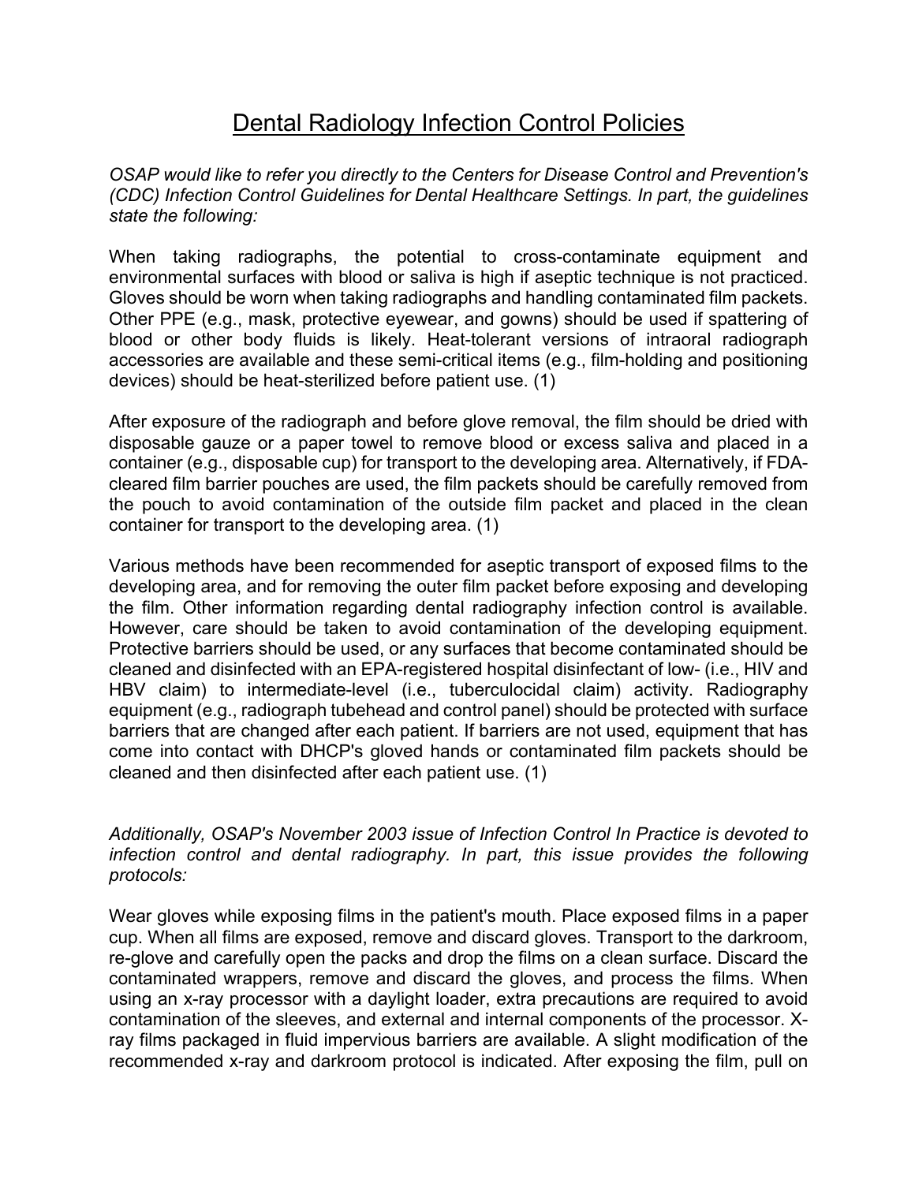# Dental Radiology Infection Control Policies

*OSAP would like to refer you directly to the Centers for Disease Control and Prevention's (CDC) Infection Control Guidelines for Dental Healthcare Settings. In part, the guidelines state the following:*

When taking radiographs, the potential to cross-contaminate equipment and environmental surfaces with blood or saliva is high if aseptic technique is not practiced. Gloves should be worn when taking radiographs and handling contaminated film packets. Other PPE (e.g., mask, protective eyewear, and gowns) should be used if spattering of blood or other body fluids is likely. Heat-tolerant versions of intraoral radiograph accessories are available and these semi-critical items (e.g., film-holding and positioning devices) should be heat-sterilized before patient use. (1)

After exposure of the radiograph and before glove removal, the film should be dried with disposable gauze or a paper towel to remove blood or excess saliva and placed in a container (e.g., disposable cup) for transport to the developing area. Alternatively, if FDA-cleared film barrier pouches are used, the film packets should be carefully removed from the pouch to avoid contamination of the outside film packet and placed in the clean container for transport to the developing area. (1)

Various methods have been recommended for aseptic transport of exposed films to the developing area, and for removing the outer film packet before exposing and developing the film. Other information regarding dental radiography infection control is available. However, care should be taken to avoid contamination of the developing equipment. Protective barriers should be used, or any surfaces that become contaminated should be cleaned and disinfected with an EPA-registered hospital disinfectant of low- (i.e., HIV and HBV claim) to intermediate-level (i.e., tuberculocidal claim) activity. Radiography equipment (e.g., radiograph tubehead and control panel) should be protected with surface barriers that are changed after each patient. If barriers are not used, equipment that has come into contact with DHCP's gloved hands or contaminated film packets should be cleaned and then disinfected after each patient use. (1)

*Additionally, OSAP's November 2003 issue of Infection Control In Practice is devoted to infection control and dental radiography. In part, this issue provides the following protocols:*

Wear gloves while exposing films in the patient's mouth. Place exposed films in a paper cup. When all films are exposed, remove and discard gloves. Transport to the darkroom, re-glove and carefully open the packs and drop the films on a clean surface. Discard the contaminated wrappers, remove and discard the gloves, and process the films. When using an x-ray processor with a daylight loader, extra precautions are required to avoid contamination of the sleeves, and external and internal components of the processor. X-ray films packaged in fluid impervious barriers are available. A slight modification of the recommended x-ray and darkroom protocol is indicated. After exposing the film, pull on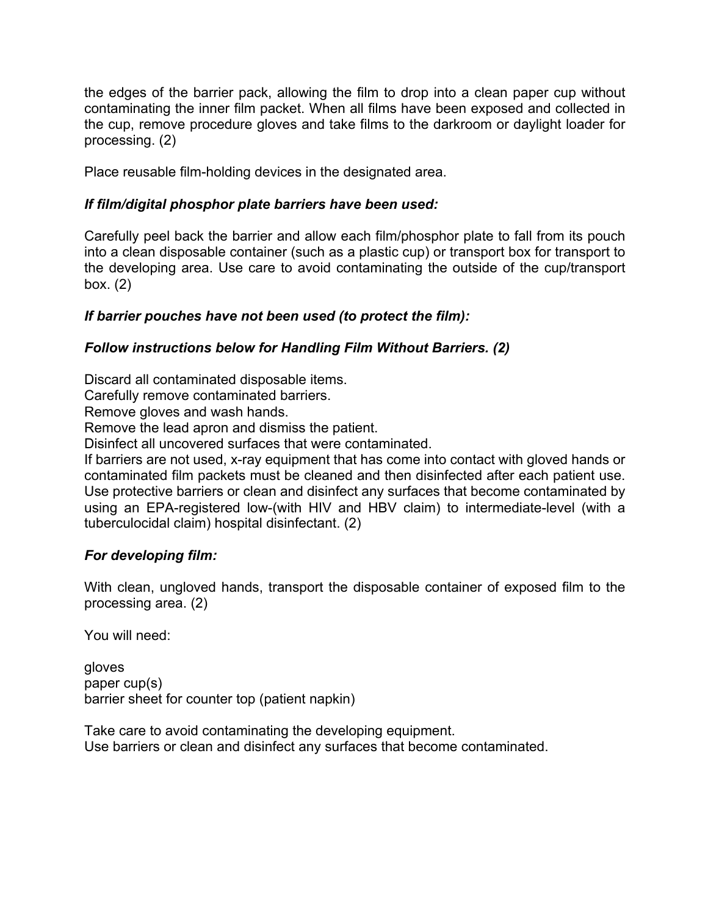the edges of the barrier pack, allowing the film to drop into a clean paper cup without contaminating the inner film packet. When all films have been exposed and collected in the cup, remove procedure gloves and take films to the darkroom or daylight loader for processing. (2)

Place reusable film-holding devices in the designated area.

***If film/digital phosphor plate barriers have been used:***

Carefully peel back the barrier and allow each film/phosphor plate to fall from its pouch into a clean disposable container (such as a plastic cup) or transport box for transport to the developing area. Use care to avoid contaminating the outside of the cup/transport box. (2)

***If barrier pouches have not been used (to protect the film):***

***Follow instructions below for Handling Film Without Barriers. (2)***

Discard all contaminated disposable items.
Carefully remove contaminated barriers.
Remove gloves and wash hands.
Remove the lead apron and dismiss the patient.
Disinfect all uncovered surfaces that were contaminated.
If barriers are not used, x-ray equipment that has come into contact with gloved hands or contaminated film packets must be cleaned and then disinfected after each patient use. Use protective barriers or clean and disinfect any surfaces that become contaminated by using an EPA-registered low-(with HIV and HBV claim) to intermediate-level (with a tuberculocidal claim) hospital disinfectant. (2)

***For developing film:***

With clean, ungloved hands, transport the disposable container of exposed film to the processing area. (2)

You will need:

gloves
paper cup(s)
barrier sheet for counter top (patient napkin)

Take care to avoid contaminating the developing equipment.
Use barriers or clean and disinfect any surfaces that become contaminated.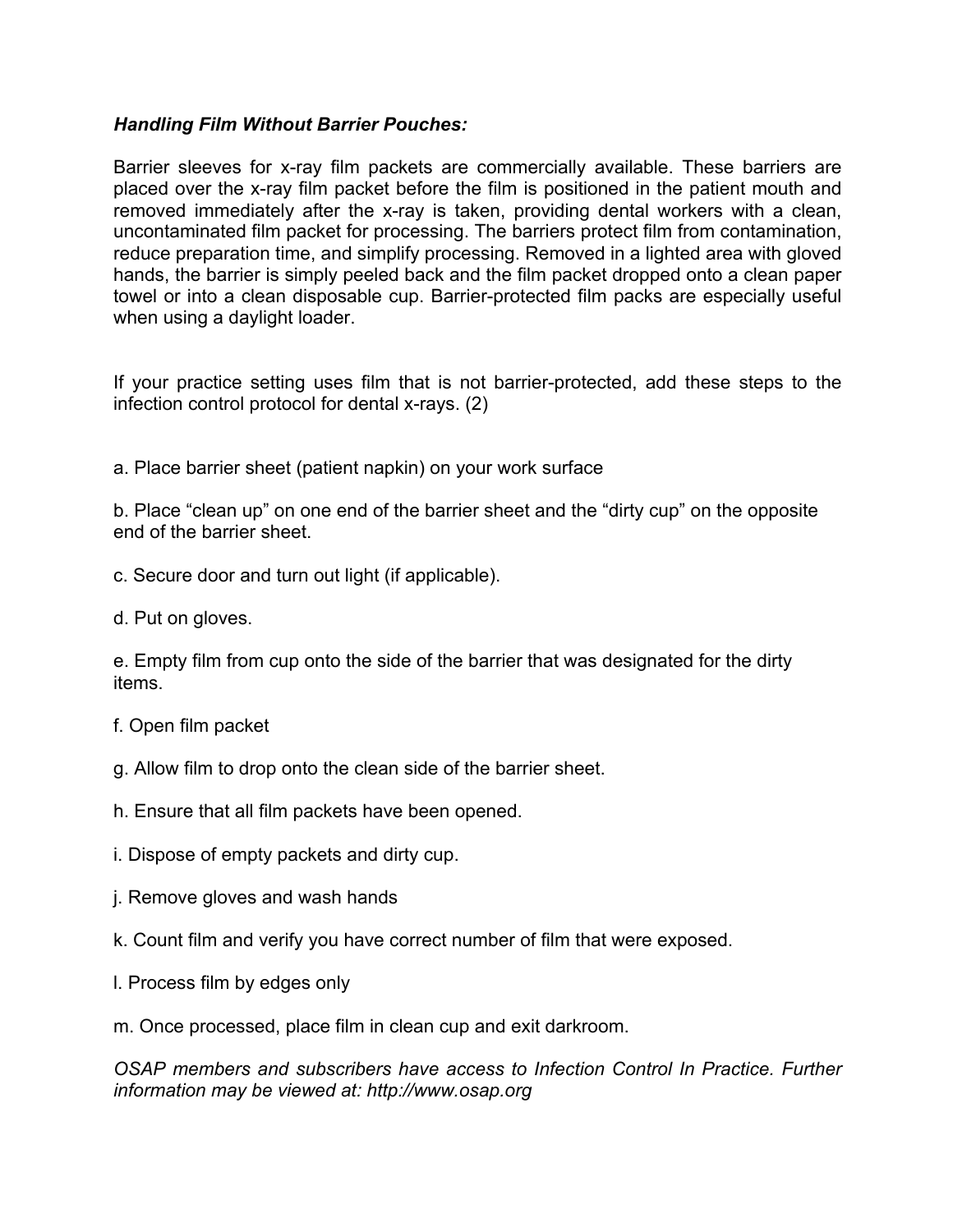***Handling Film Without Barrier Pouches:***

Barrier sleeves for x-ray film packets are commercially available. These barriers are placed over the x-ray film packet before the film is positioned in the patient mouth and removed immediately after the x-ray is taken, providing dental workers with a clean, uncontaminated film packet for processing. The barriers protect film from contamination, reduce preparation time, and simplify processing. Removed in a lighted area with gloved hands, the barrier is simply peeled back and the film packet dropped onto a clean paper towel or into a clean disposable cup. Barrier-protected film packs are especially useful when using a daylight loader.

If your practice setting uses film that is not barrier-protected, add these steps to the infection control protocol for dental x-rays. (2)

a. Place barrier sheet (patient napkin) on your work surface

b. Place "clean up" on one end of the barrier sheet and the "dirty cup" on the opposite end of the barrier sheet.

c. Secure door and turn out light (if applicable).

d. Put on gloves.

e. Empty film from cup onto the side of the barrier that was designated for the dirty items.

f. Open film packet

g. Allow film to drop onto the clean side of the barrier sheet.

h. Ensure that all film packets have been opened.

i. Dispose of empty packets and dirty cup.

j. Remove gloves and wash hands

k. Count film and verify you have correct number of film that were exposed.

l. Process film by edges only

m. Once processed, place film in clean cup and exit darkroom.

*OSAP members and subscribers have access to Infection Control In Practice. Further information may be viewed at: http://www.osap.org*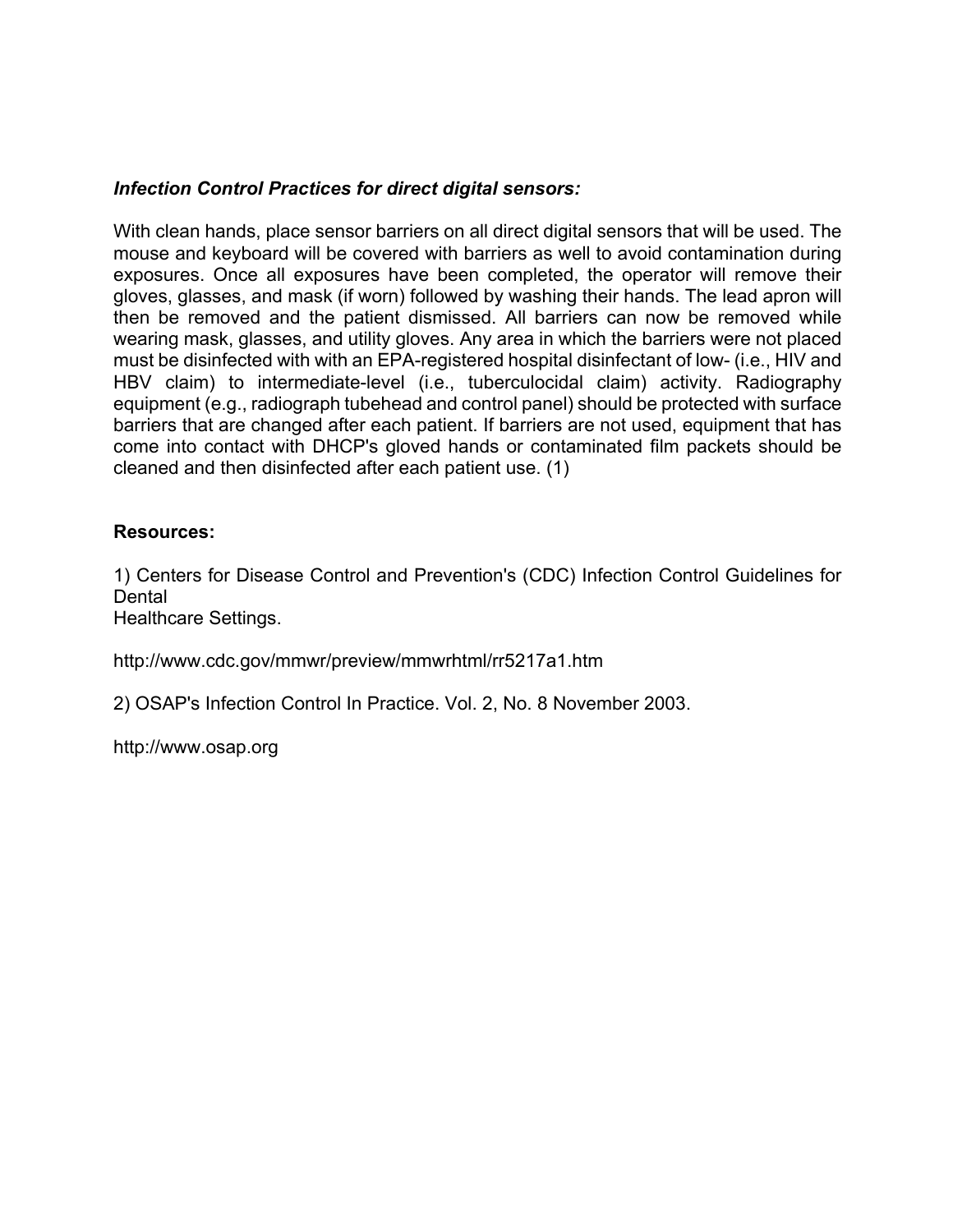***Infection Control Practices for direct digital sensors:***

With clean hands, place sensor barriers on all direct digital sensors that will be used. The mouse and keyboard will be covered with barriers as well to avoid contamination during exposures. Once all exposures have been completed, the operator will remove their gloves, glasses, and mask (if worn) followed by washing their hands. The lead apron will then be removed and the patient dismissed. All barriers can now be removed while wearing mask, glasses, and utility gloves. Any area in which the barriers were not placed must be disinfected with with an EPA-registered hospital disinfectant of low- (i.e., HIV and HBV claim) to intermediate-level (i.e., tuberculocidal claim) activity. Radiography equipment (e.g., radiograph tubehead and control panel) should be protected with surface barriers that are changed after each patient. If barriers are not used, equipment that has come into contact with DHCP's gloved hands or contaminated film packets should be cleaned and then disinfected after each patient use. (1)

**Resources:**

1) Centers for Disease Control and Prevention's (CDC) Infection Control Guidelines for Dental
Healthcare Settings.

http://www.cdc.gov/mmwr/preview/mmwrhtml/rr5217a1.htm

2) OSAP's Infection Control In Practice. Vol. 2, No. 8 November 2003.

http://www.osap.org